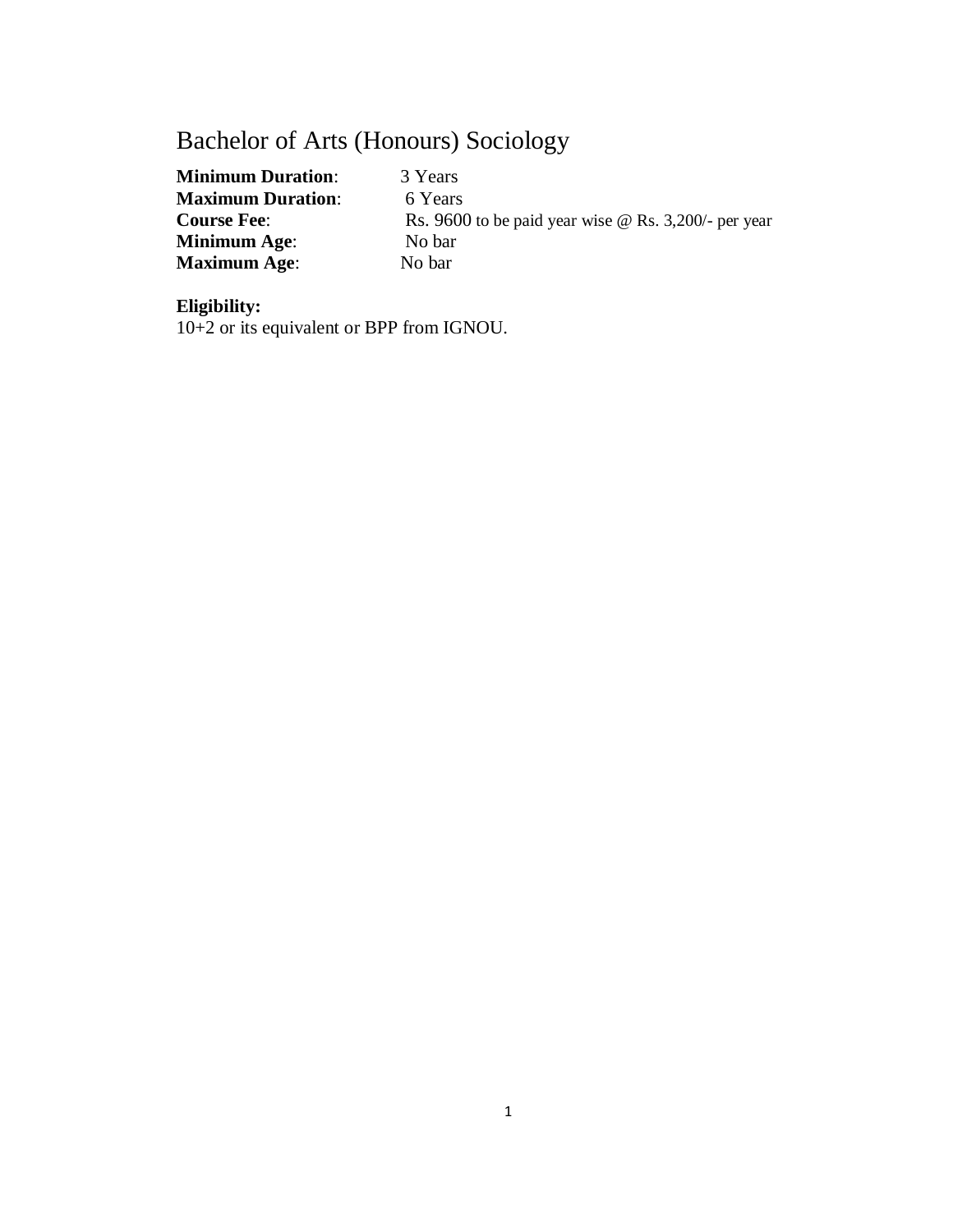# Bachelor of Arts (Honours) Sociology

**Minimum Duration**: 3 Years
**Maximum Duration**: 6 Years
**Course Fee**: Rs. 9600 to be paid year wise @ Rs. 3,200/- per year
**Minimum Age**: No bar
**Maximum Age**: No bar

**Eligibility:**
10+2 or its equivalent or BPP from IGNOU.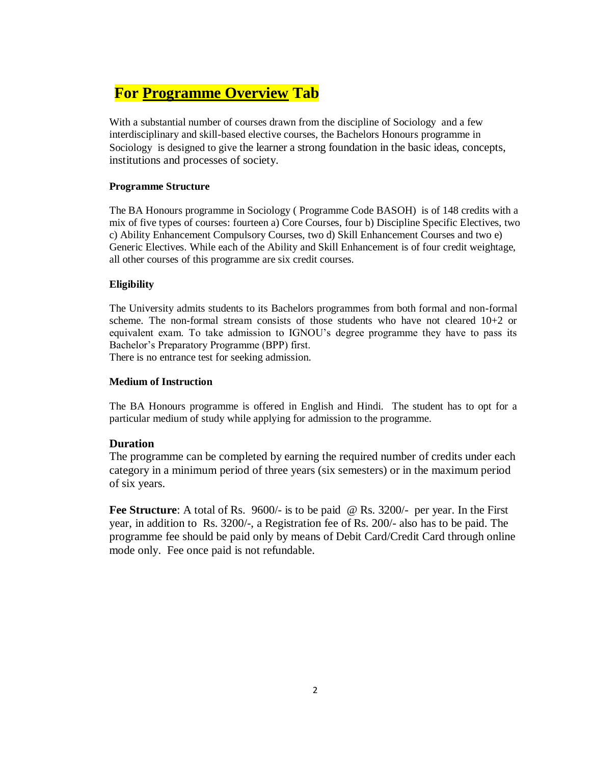# For Programme Overview Tab

With a substantial number of courses drawn from the discipline of Sociology and a few interdisciplinary and skill-based elective courses, the Bachelors Honours programme in Sociology is designed to give the learner a strong foundation in the basic ideas, concepts, institutions and processes of society.

**Programme Structure**

The BA Honours programme in Sociology ( Programme Code BASOH) is of 148 credits with a mix of five types of courses: fourteen a) Core Courses, four b) Discipline Specific Electives, two c) Ability Enhancement Compulsory Courses, two d) Skill Enhancement Courses and two e) Generic Electives. While each of the Ability and Skill Enhancement is of four credit weightage, all other courses of this programme are six credit courses.

**Eligibility**

The University admits students to its Bachelors programmes from both formal and non-formal scheme. The non-formal stream consists of those students who have not cleared 10+2 or equivalent exam. To take admission to IGNOU's degree programme they have to pass its Bachelor's Preparatory Programme (BPP) first.
There is no entrance test for seeking admission.

**Medium of Instruction**

The BA Honours programme is offered in English and Hindi. The student has to opt for a particular medium of study while applying for admission to the programme.

**Duration**

The programme can be completed by earning the required number of credits under each category in a minimum period of three years (six semesters) or in the maximum period of six years.

**Fee Structure**: A total of Rs. 9600/- is to be paid @ Rs. 3200/- per year. In the First year, in addition to Rs. 3200/-, a Registration fee of Rs. 200/- also has to be paid. The programme fee should be paid only by means of Debit Card/Credit Card through online mode only. Fee once paid is not refundable.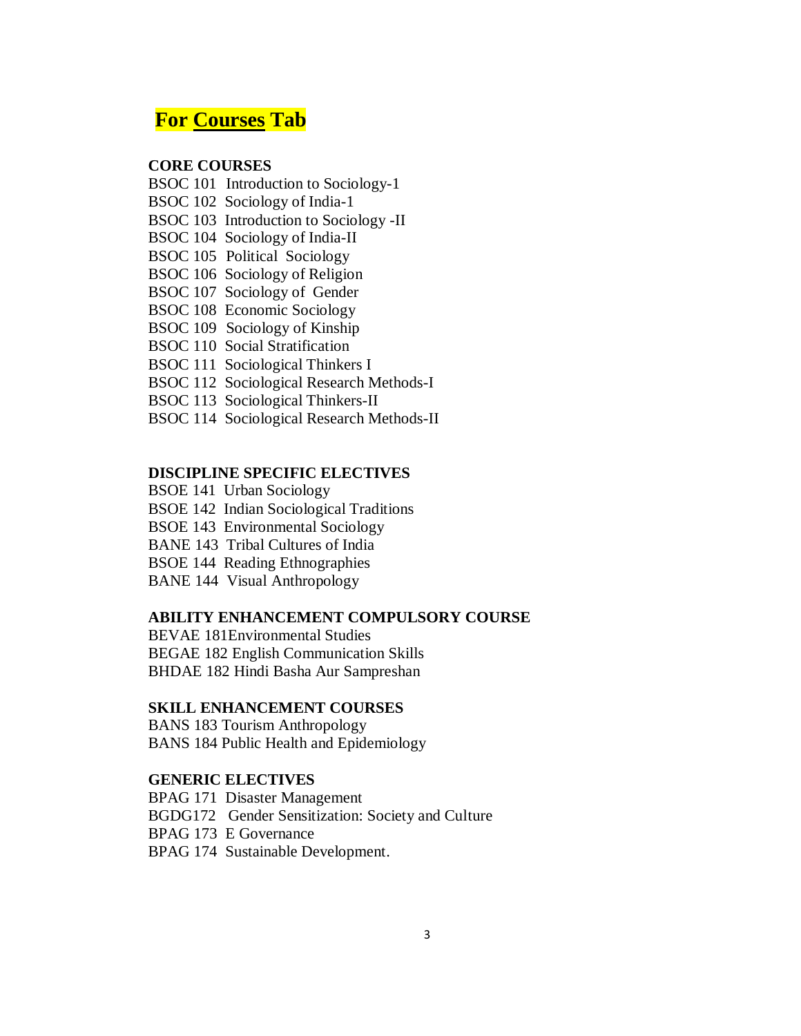# For Courses Tab

**CORE COURSES**

BSOC 101 Introduction to Sociology-1
BSOC 102 Sociology of India-1
BSOC 103 Introduction to Sociology -II
BSOC 104 Sociology of India-II
BSOC 105 Political Sociology
BSOC 106 Sociology of Religion
BSOC 107 Sociology of Gender
BSOC 108 Economic Sociology
BSOC 109 Sociology of Kinship
BSOC 110 Social Stratification
BSOC 111 Sociological Thinkers I
BSOC 112 Sociological Research Methods-I
BSOC 113 Sociological Thinkers-II
BSOC 114 Sociological Research Methods-II

**DISCIPLINE SPECIFIC ELECTIVES**

BSOE 141 Urban Sociology
BSOE 142 Indian Sociological Traditions
BSOE 143 Environmental Sociology
BANE 143 Tribal Cultures of India
BSOE 144 Reading Ethnographies
BANE 144 Visual Anthropology

**ABILITY ENHANCEMENT COMPULSORY COURSE**

BEVAE 181Environmental Studies
BEGAE 182 English Communication Skills
BHDAE 182 Hindi Basha Aur Sampreshan

**SKILL ENHANCEMENT COURSES**

BANS 183 Tourism Anthropology
BANS 184 Public Health and Epidemiology

**GENERIC ELECTIVES**

BPAG 171 Disaster Management
BGDG172 Gender Sensitization: Society and Culture
BPAG 173 E Governance
BPAG 174 Sustainable Development.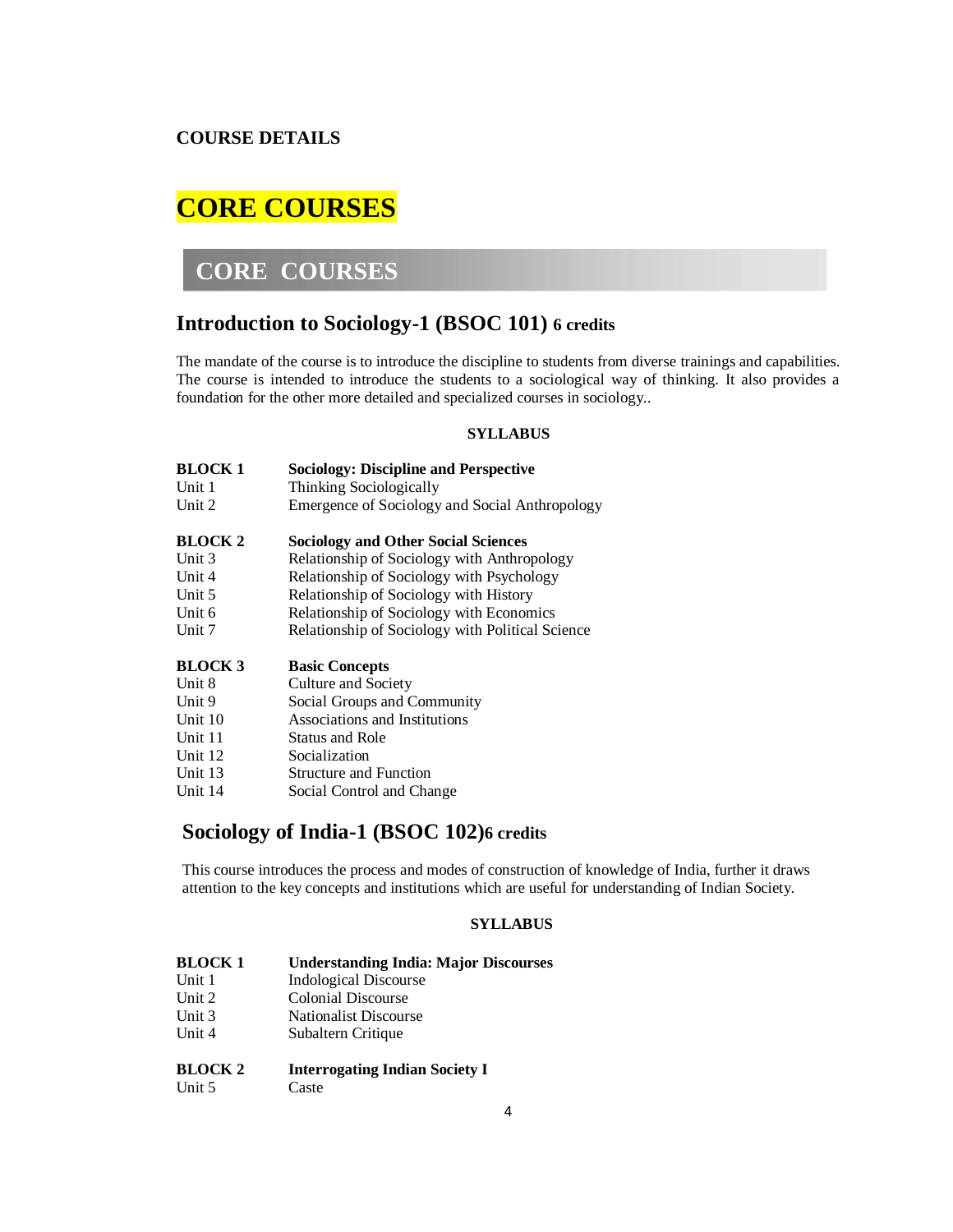**COURSE DETAILS**

# CORE COURSES

## CORE COURSES

### Introduction to Sociology-1 (BSOC 101) 6 credits

The mandate of the course is to introduce the discipline to students from diverse trainings and capabilities. The course is intended to introduce the students to a sociological way of thinking. It also provides a foundation for the other more detailed and specialized courses in sociology..

**SYLLABUS**

| | |
|---|---|
| **BLOCK 1** | **Sociology: Discipline and Perspective** |
| Unit 1 | Thinking Sociologically |
| Unit 2 | Emergence of Sociology and Social Anthropology |
| **BLOCK 2** | **Sociology and Other Social Sciences** |
| Unit 3 | Relationship of Sociology with Anthropology |
| Unit 4 | Relationship of Sociology with Psychology |
| Unit 5 | Relationship of Sociology with History |
| Unit 6 | Relationship of Sociology with Economics |
| Unit 7 | Relationship of Sociology with Political Science |
| **BLOCK 3** | **Basic Concepts** |
| Unit 8 | Culture and Society |
| Unit 9 | Social Groups and Community |
| Unit 10 | Associations and Institutions |
| Unit 11 | Status and Role |
| Unit 12 | Socialization |
| Unit 13 | Structure and Function |
| Unit 14 | Social Control and Change |

### Sociology of India-1 (BSOC 102)6 credits

This course introduces the process and modes of construction of knowledge of India, further it draws attention to the key concepts and institutions which are useful for understanding of Indian Society.

**SYLLABUS**

| | |
|---|---|
| **BLOCK 1** | **Understanding India: Major Discourses** |
| Unit 1 | Indological Discourse |
| Unit 2 | Colonial Discourse |
| Unit 3 | Nationalist Discourse |
| Unit 4 | Subaltern Critique |
| **BLOCK 2** | **Interrogating Indian Society I** |
| Unit 5 | Caste |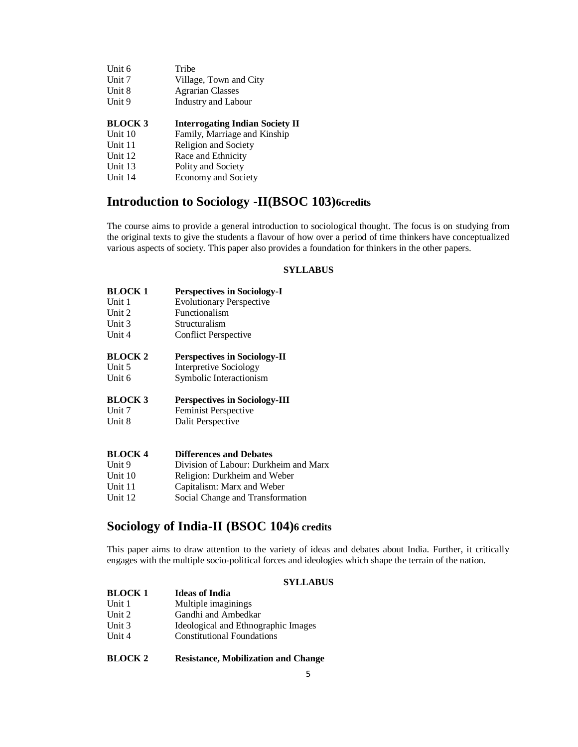| | |
|---|---|
| Unit 6 | Tribe |
| Unit 7 | Village, Town and City |
| Unit 8 | Agrarian Classes |
| Unit 9 | Industry and Labour |

| | |
|---|---|
| **BLOCK 3** | **Interrogating Indian Society II** |
| Unit 10 | Family, Marriage and Kinship |
| Unit 11 | Religion and Society |
| Unit 12 | Race and Ethnicity |
| Unit 13 | Polity and Society |
| Unit 14 | Economy and Society |

## Introduction to Sociology -II(BSOC 103)6credits

The course aims to provide a general introduction to sociological thought. The focus is on studying from the original texts to give the students a flavour of how over a period of time thinkers have conceptualized various aspects of society. This paper also provides a foundation for thinkers in the other papers.

**SYLLABUS**

| | |
|---|---|
| **BLOCK 1** | **Perspectives in Sociology-I** |
| Unit 1 | Evolutionary Perspective |
| Unit 2 | Functionalism |
| Unit 3 | Structuralism |
| Unit 4 | Conflict Perspective |

| | |
|---|---|
| **BLOCK 2** | **Perspectives in Sociology-II** |
| Unit 5 | Interpretive Sociology |
| Unit 6 | Symbolic Interactionism |

| | |
|---|---|
| **BLOCK 3** | **Perspectives in Sociology-III** |
| Unit 7 | Feminist Perspective |
| Unit 8 | Dalit Perspective |

| | |
|---|---|
| **BLOCK 4** | **Differences and Debates** |
| Unit 9 | Division of Labour: Durkheim and Marx |
| Unit 10 | Religion: Durkheim and Weber |
| Unit 11 | Capitalism: Marx and Weber |
| Unit 12 | Social Change and Transformation |

## Sociology of India-II (BSOC 104)6 credits

This paper aims to draw attention to the variety of ideas and debates about India. Further, it critically engages with the multiple socio-political forces and ideologies which shape the terrain of the nation.

**SYLLABUS**

| | |
|---|---|
| **BLOCK 1** | **Ideas of India** |
| Unit 1 | Multiple imaginings |
| Unit 2 | Gandhi and Ambedkar |
| Unit 3 | Ideological and Ethnographic Images |
| Unit 4 | Constitutional Foundations |

**BLOCK 2** **Resistance, Mobilization and Change**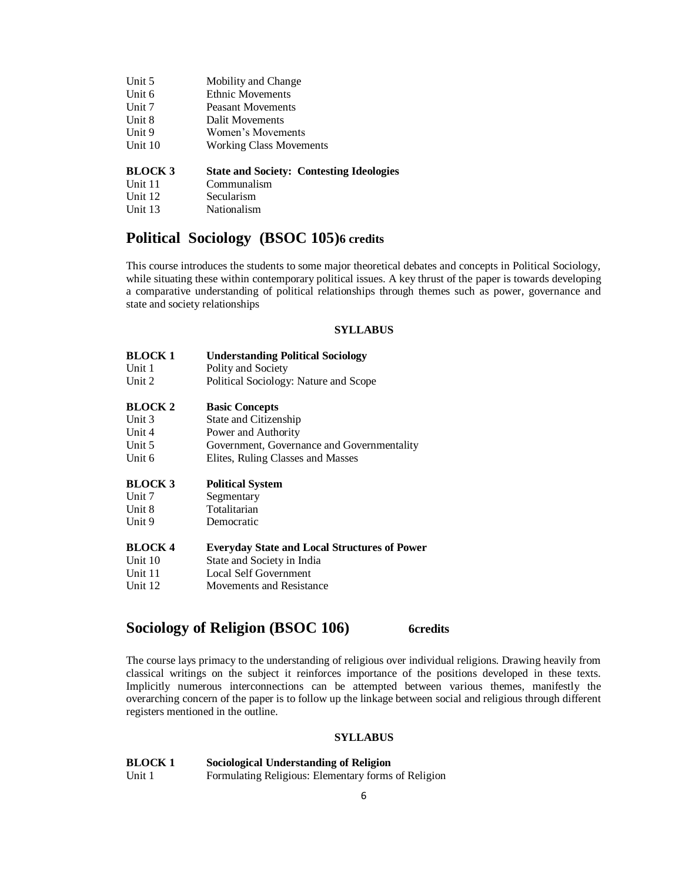Unit 5 Mobility and Change
Unit 6 Ethnic Movements
Unit 7 Peasant Movements
Unit 8 Dalit Movements
Unit 9 Women's Movements
Unit 10 Working Class Movements

**BLOCK 3 State and Society: Contesting Ideologies**
Unit 11 Communalism
Unit 12 Secularism
Unit 13 Nationalism

## Political Sociology (BSOC 105) 6 credits

This course introduces the students to some major theoretical debates and concepts in Political Sociology, while situating these within contemporary political issues. A key thrust of the paper is towards developing a comparative understanding of political relationships through themes such as power, governance and state and society relationships

**SYLLABUS**

**BLOCK 1 Understanding Political Sociology**
Unit 1 Polity and Society
Unit 2 Political Sociology: Nature and Scope

**BLOCK 2 Basic Concepts**
Unit 3 State and Citizenship
Unit 4 Power and Authority
Unit 5 Government, Governance and Governmentality
Unit 6 Elites, Ruling Classes and Masses

**BLOCK 3 Political System**
Unit 7 Segmentary
Unit 8 Totalitarian
Unit 9 Democratic

**BLOCK 4 Everyday State and Local Structures of Power**
Unit 10 State and Society in India
Unit 11 Local Self Government
Unit 12 Movements and Resistance

## Sociology of Religion (BSOC 106) 6credits

The course lays primacy to the understanding of religious over individual religions. Drawing heavily from classical writings on the subject it reinforces importance of the positions developed in these texts. Implicitly numerous interconnections can be attempted between various themes, manifestly the overarching concern of the paper is to follow up the linkage between social and religious through different registers mentioned in the outline.

**SYLLABUS**

**BLOCK 1 Sociological Understanding of Religion**
Unit 1 Formulating Religious: Elementary forms of Religion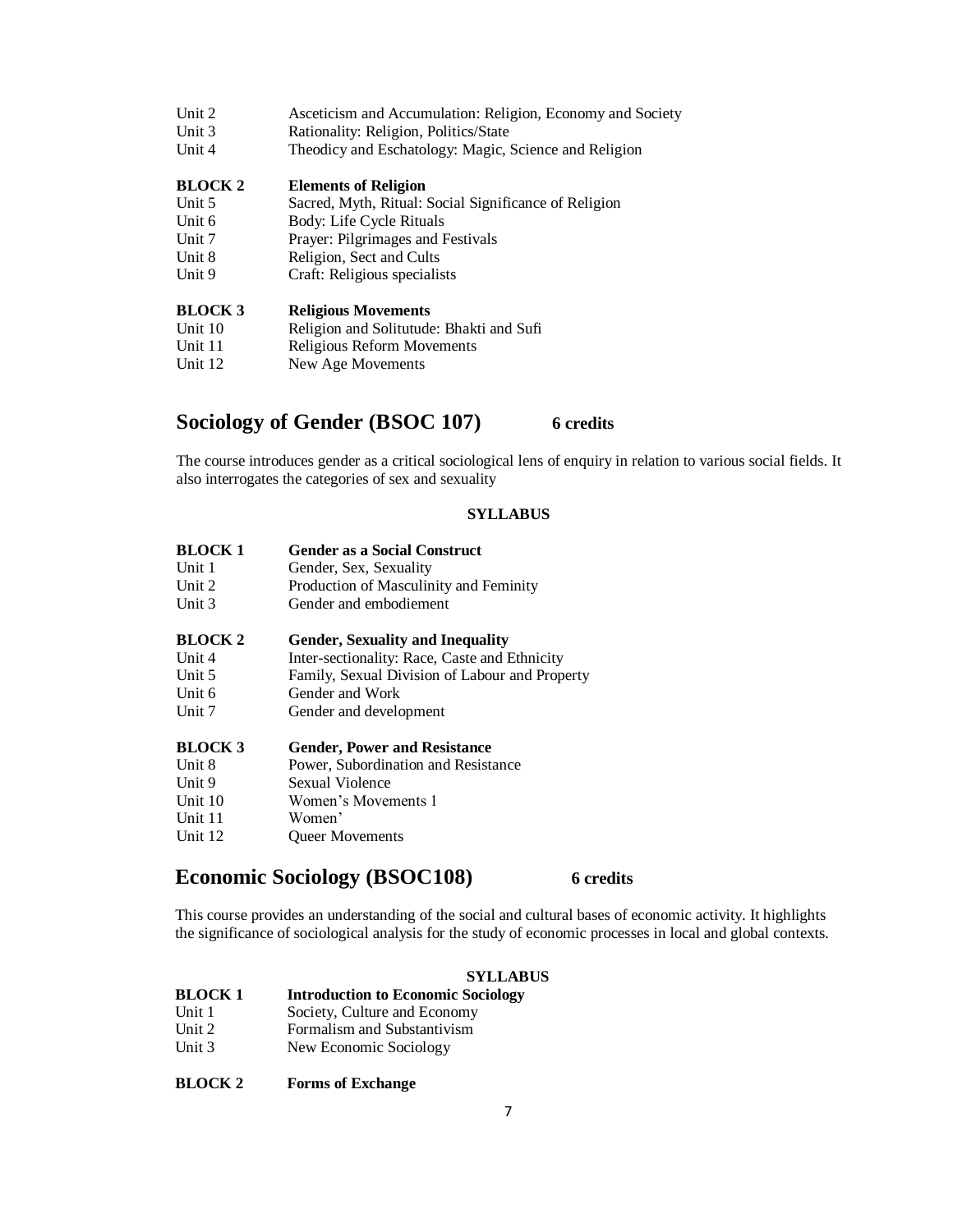| | |
|---|---|
| Unit 2 | Asceticism and Accumulation: Religion, Economy and Society |
| Unit 3 | Rationality: Religion, Politics/State |
| Unit 4 | Theodicy and Eschatology: Magic, Science and Religion |
| **BLOCK 2** | **Elements of Religion** |
| Unit 5 | Sacred, Myth, Ritual: Social Significance of Religion |
| Unit 6 | Body: Life Cycle Rituals |
| Unit 7 | Prayer: Pilgrimages and Festivals |
| Unit 8 | Religion, Sect and Cults |
| Unit 9 | Craft: Religious specialists |
| **BLOCK 3** | **Religious Movements** |
| Unit 10 | Religion and Solitutude: Bhakti and Sufi |
| Unit 11 | Religious Reform Movements |
| Unit 12 | New Age Movements |

## Sociology of Gender (BSOC 107) **6 credits**

The course introduces gender as a critical sociological lens of enquiry in relation to various social fields. It also interrogates the categories of sex and sexuality

**SYLLABUS**

| | |
|---|---|
| **BLOCK 1** | **Gender as a Social Construct** |
| Unit 1 | Gender, Sex, Sexuality |
| Unit 2 | Production of Masculinity and Feminity |
| Unit 3 | Gender and embodiement |
| **BLOCK 2** | **Gender, Sexuality and Inequality** |
| Unit 4 | Inter-sectionality: Race, Caste and Ethnicity |
| Unit 5 | Family, Sexual Division of Labour and Property |
| Unit 6 | Gender and Work |
| Unit 7 | Gender and development |
| **BLOCK 3** | **Gender, Power and Resistance** |
| Unit 8 | Power, Subordination and Resistance |
| Unit 9 | Sexual Violence |
| Unit 10 | Women's Movements 1 |
| Unit 11 | Women' |
| Unit 12 | Queer Movements |

## Economic Sociology (BSOC108) **6 credits**

This course provides an understanding of the social and cultural bases of economic activity. It highlights the significance of sociological analysis for the study of economic processes in local and global contexts.

**SYLLABUS**

| | |
|---|---|
| **BLOCK 1** | **Introduction to Economic Sociology** |
| Unit 1 | Society, Culture and Economy |
| Unit 2 | Formalism and Substantivism |
| Unit 3 | New Economic Sociology |
| **BLOCK 2** | **Forms of Exchange** |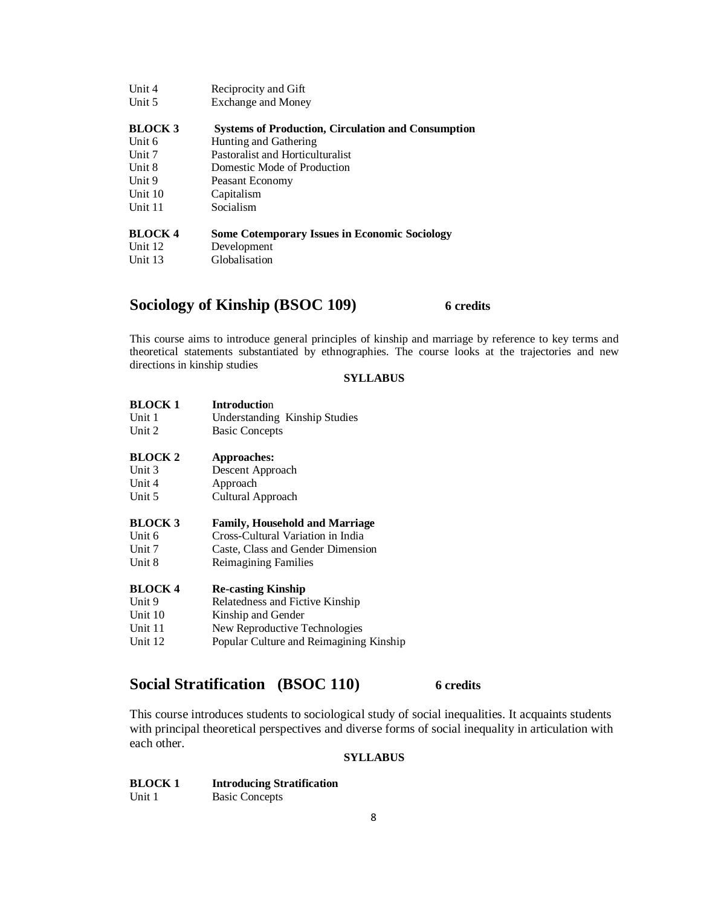| | |
|---|---|
| Unit 4 | Reciprocity and Gift |
| Unit 5 | Exchange and Money |

**BLOCK 3 Systems of Production, Circulation and Consumption**

| | |
|---|---|
| Unit 6 | Hunting and Gathering |
| Unit 7 | Pastoralist and Horticulturalist |
| Unit 8 | Domestic Mode of Production |
| Unit 9 | Peasant Economy |
| Unit 10 | Capitalism |
| Unit 11 | Socialism |

**BLOCK 4 Some Cotemporary Issues in Economic Sociology**

| | |
|---|---|
| Unit 12 | Development |
| Unit 13 | Globalisation |

## Sociology of Kinship (BSOC 109) 6 credits

This course aims to introduce general principles of kinship and marriage by reference to key terms and theoretical statements substantiated by ethnographies. The course looks at the trajectories and new directions in kinship studies

**SYLLABUS**

**BLOCK 1 Introduction**

| | |
|---|---|
| Unit 1 | Understanding Kinship Studies |
| Unit 2 | Basic Concepts |

**BLOCK 2 Approaches:**

| | |
|---|---|
| Unit 3 | Descent Approach |
| Unit 4 | Approach |
| Unit 5 | Cultural Approach |

**BLOCK 3 Family, Household and Marriage**

| | |
|---|---|
| Unit 6 | Cross-Cultural Variation in India |
| Unit 7 | Caste, Class and Gender Dimension |
| Unit 8 | Reimagining Families |

**BLOCK 4 Re-casting Kinship**

| | |
|---|---|
| Unit 9 | Relatedness and Fictive Kinship |
| Unit 10 | Kinship and Gender |
| Unit 11 | New Reproductive Technologies |
| Unit 12 | Popular Culture and Reimagining Kinship |

## Social Stratification (BSOC 110) 6 credits

This course introduces students to sociological study of social inequalities. It acquaints students with principal theoretical perspectives and diverse forms of social inequality in articulation with each other.

**SYLLABUS**

**BLOCK 1 Introducing Stratification**

| | |
|---|---|
| Unit 1 | Basic Concepts |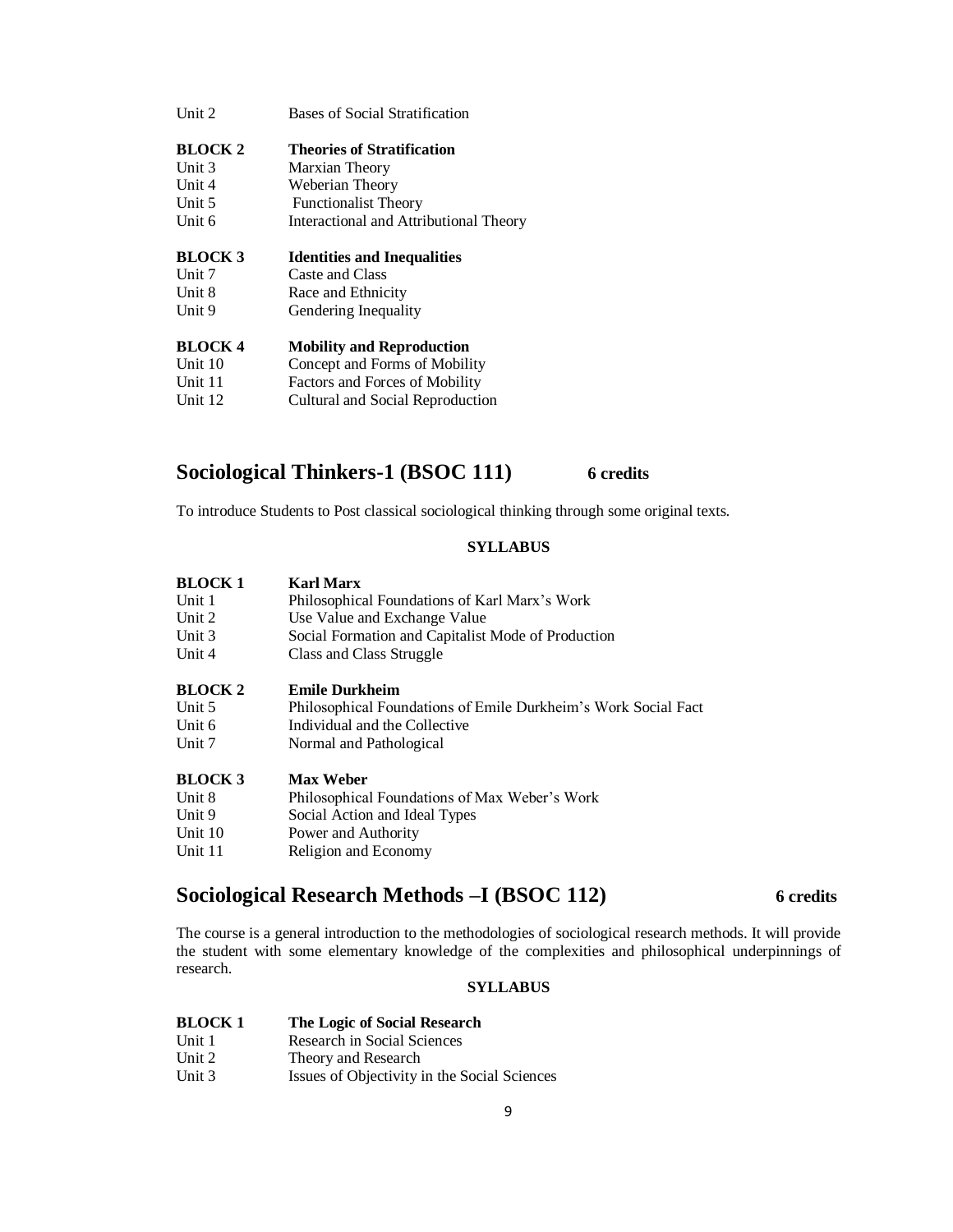Unit 2 Bases of Social Stratification

**BLOCK 2 Theories of Stratification**
Unit 3 Marxian Theory
Unit 4 Weberian Theory
Unit 5 Functionalist Theory
Unit 6 Interactional and Attributional Theory

**BLOCK 3 Identities and Inequalities**
Unit 7 Caste and Class
Unit 8 Race and Ethnicity
Unit 9 Gendering Inequality

**BLOCK 4 Mobility and Reproduction**
Unit 10 Concept and Forms of Mobility
Unit 11 Factors and Forces of Mobility
Unit 12 Cultural and Social Reproduction

## Sociological Thinkers-1 (BSOC 111) 6 credits

To introduce Students to Post classical sociological thinking through some original texts.

**SYLLABUS**

**BLOCK 1 Karl Marx**
Unit 1 Philosophical Foundations of Karl Marx's Work
Unit 2 Use Value and Exchange Value
Unit 3 Social Formation and Capitalist Mode of Production
Unit 4 Class and Class Struggle

**BLOCK 2 Emile Durkheim**
Unit 5 Philosophical Foundations of Emile Durkheim's Work Social Fact
Unit 6 Individual and the Collective
Unit 7 Normal and Pathological

**BLOCK 3 Max Weber**
Unit 8 Philosophical Foundations of Max Weber's Work
Unit 9 Social Action and Ideal Types
Unit 10 Power and Authority
Unit 11 Religion and Economy

## Sociological Research Methods –I (BSOC 112) 6 credits

The course is a general introduction to the methodologies of sociological research methods. It will provide the student with some elementary knowledge of the complexities and philosophical underpinnings of research.

**SYLLABUS**

**BLOCK 1 The Logic of Social Research**
Unit 1 Research in Social Sciences
Unit 2 Theory and Research
Unit 3 Issues of Objectivity in the Social Sciences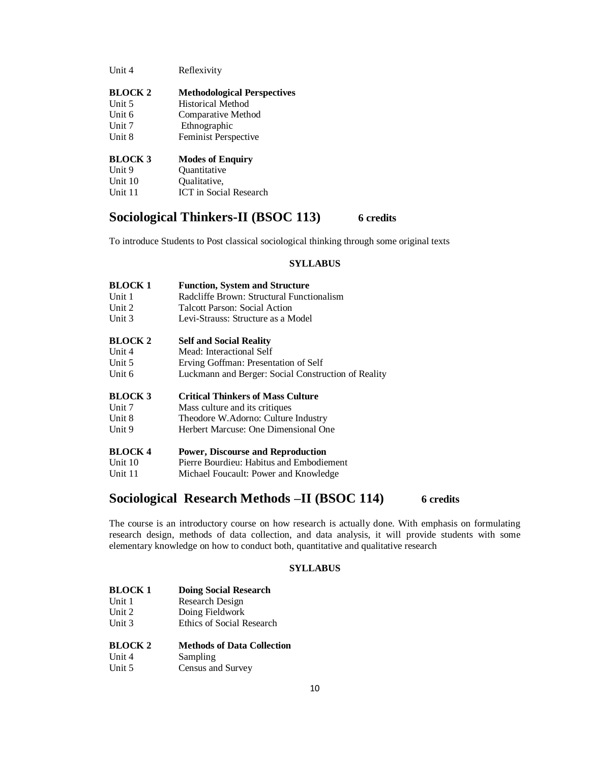| | |
|---|---|
| Unit 4 | Reflexivity |
| **BLOCK 2** | **Methodological Perspectives** |
| Unit 5 | Historical Method |
| Unit 6 | Comparative Method |
| Unit 7 | Ethnographic |
| Unit 8 | Feminist Perspective |
| **BLOCK 3** | **Modes of Enquiry** |
| Unit 9 | Quantitative |
| Unit 10 | Qualitative, |
| Unit 11 | ICT in Social Research |

## Sociological Thinkers-II (BSOC 113) 6 credits

To introduce Students to Post classical sociological thinking through some original texts

**SYLLABUS**

| | |
|---|---|
| **BLOCK 1** | **Function, System and Structure** |
| Unit 1 | Radcliffe Brown: Structural Functionalism |
| Unit 2 | Talcott Parson: Social Action |
| Unit 3 | Levi-Strauss: Structure as a Model |
| **BLOCK 2** | **Self and Social Reality** |
| Unit 4 | Mead: Interactional Self |
| Unit 5 | Erving Goffman: Presentation of Self |
| Unit 6 | Luckmann and Berger: Social Construction of Reality |
| **BLOCK 3** | **Critical Thinkers of Mass Culture** |
| Unit 7 | Mass culture and its critiques |
| Unit 8 | Theodore W.Adorno: Culture Industry |
| Unit 9 | Herbert Marcuse: One Dimensional One |
| **BLOCK 4** | **Power, Discourse and Reproduction** |
| Unit 10 | Pierre Bourdieu: Habitus and Embodiement |
| Unit 11 | Michael Foucault: Power and Knowledge |

## Sociological Research Methods –II (BSOC 114) 6 credits

The course is an introductory course on how research is actually done. With emphasis on formulating research design, methods of data collection, and data analysis, it will provide students with some elementary knowledge on how to conduct both, quantitative and qualitative research

**SYLLABUS**

| | |
|---|---|
| **BLOCK 1** | **Doing Social Research** |
| Unit 1 | Research Design |
| Unit 2 | Doing Fieldwork |
| Unit 3 | Ethics of Social Research |
| **BLOCK 2** | **Methods of Data Collection** |
| Unit 4 | Sampling |
| Unit 5 | Census and Survey |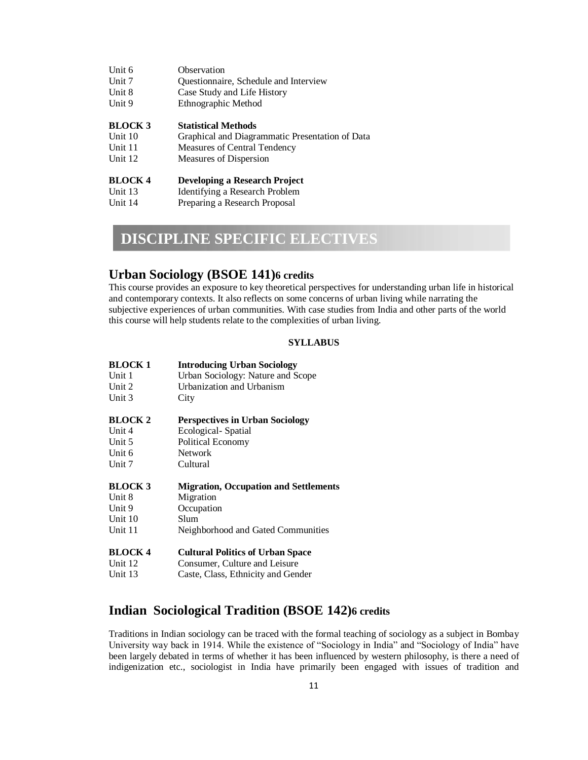| | |
|---|---|
| Unit 6 | Observation |
| Unit 7 | Questionnaire, Schedule and Interview |
| Unit 8 | Case Study and Life History |
| Unit 9 | Ethnographic Method |
| **BLOCK 3** | **Statistical Methods** |
| Unit 10 | Graphical and Diagrammatic Presentation of Data |
| Unit 11 | Measures of Central Tendency |
| Unit 12 | Measures of Dispersion |
| **BLOCK 4** | **Developing a Research Project** |
| Unit 13 | Identifying a Research Problem |
| Unit 14 | Preparing a Research Proposal |

# DISCIPLINE SPECIFIC ELECTIVES

## Urban Sociology (BSOE 141) 6 credits

This course provides an exposure to key theoretical perspectives for understanding urban life in historical and contemporary contexts. It also reflects on some concerns of urban living while narrating the subjective experiences of urban communities. With case studies from India and other parts of the world this course will help students relate to the complexities of urban living.

**SYLLABUS**

| | |
|---|---|
| **BLOCK 1** | **Introducing Urban Sociology** |
| Unit 1 | Urban Sociology: Nature and Scope |
| Unit 2 | Urbanization and Urbanism |
| Unit 3 | City |
| **BLOCK 2** | **Perspectives in Urban Sociology** |
| Unit 4 | Ecological- Spatial |
| Unit 5 | Political Economy |
| Unit 6 | Network |
| Unit 7 | Cultural |
| **BLOCK 3** | **Migration, Occupation and Settlements** |
| Unit 8 | Migration |
| Unit 9 | Occupation |
| Unit 10 | Slum |
| Unit 11 | Neighborhood and Gated Communities |
| **BLOCK 4** | **Cultural Politics of Urban Space** |
| Unit 12 | Consumer, Culture and Leisure |
| Unit 13 | Caste, Class, Ethnicity and Gender |

## Indian Sociological Tradition (BSOE 142) 6 credits

Traditions in Indian sociology can be traced with the formal teaching of sociology as a subject in Bombay University way back in 1914. While the existence of "Sociology in India" and "Sociology of India" have been largely debated in terms of whether it has been influenced by western philosophy, is there a need of indigenization etc., sociologist in India have primarily been engaged with issues of tradition and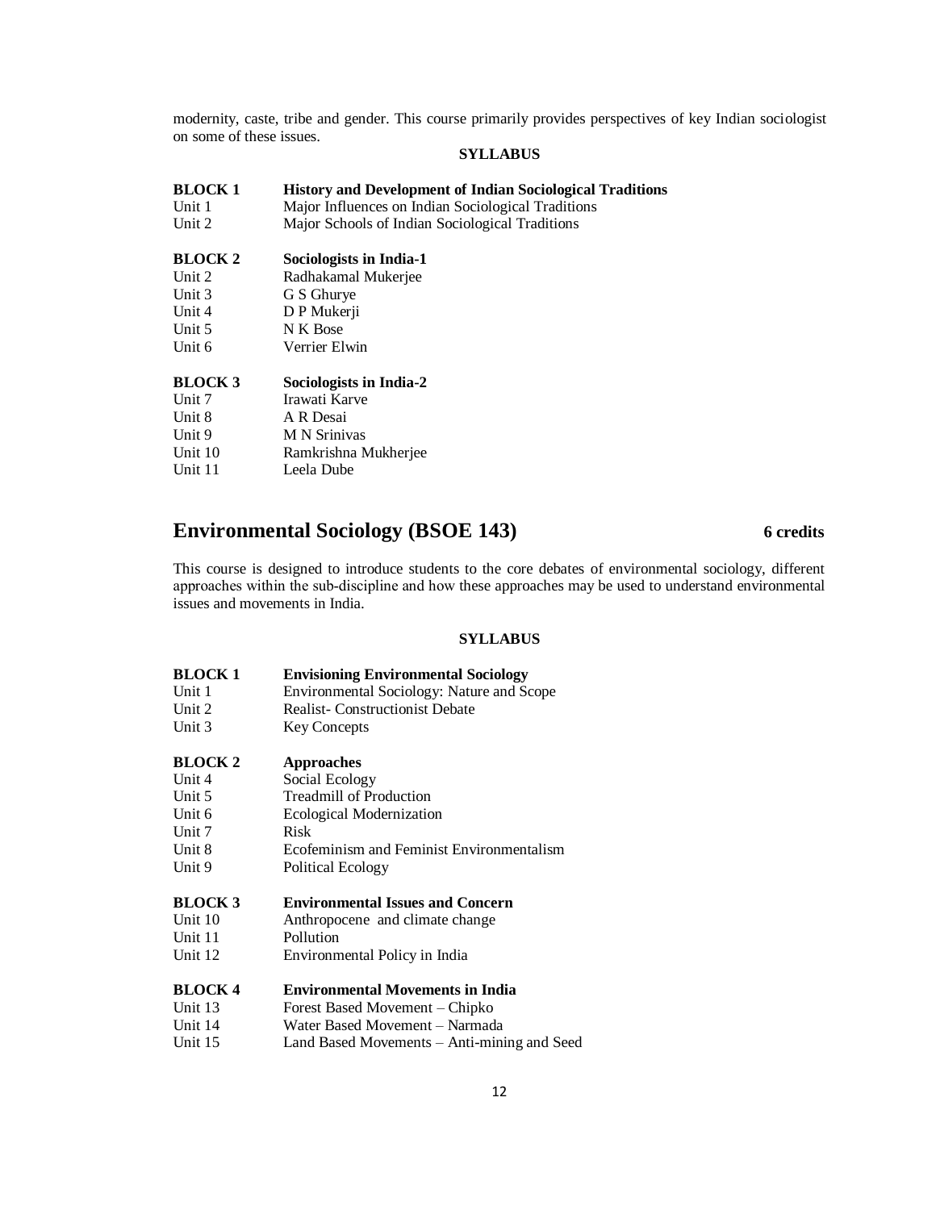modernity, caste, tribe and gender. This course primarily provides perspectives of key Indian sociologist on some of these issues.

**SYLLABUS**

| | |
|---|---|
| **BLOCK 1** | **History and Development of Indian Sociological Traditions** |
| Unit 1 | Major Influences on Indian Sociological Traditions |
| Unit 2 | Major Schools of Indian Sociological Traditions |
| **BLOCK 2** | **Sociologists in India-1** |
| Unit 2 | Radhakamal Mukerjee |
| Unit 3 | G S Ghurye |
| Unit 4 | D P Mukerji |
| Unit 5 | N K Bose |
| Unit 6 | Verrier Elwin |
| **BLOCK 3** | **Sociologists in India-2** |
| Unit 7 | Irawati Karve |
| Unit 8 | A R Desai |
| Unit 9 | M N Srinivas |
| Unit 10 | Ramkrishna Mukherjee |
| Unit 11 | Leela Dube |

## Environmental Sociology (BSOE 143) — 6 credits

This course is designed to introduce students to the core debates of environmental sociology, different approaches within the sub-discipline and how these approaches may be used to understand environmental issues and movements in India.

**SYLLABUS**

| | |
|---|---|
| **BLOCK 1** | **Envisioning Environmental Sociology** |
| Unit 1 | Environmental Sociology: Nature and Scope |
| Unit 2 | Realist- Constructionist Debate |
| Unit 3 | Key Concepts |
| **BLOCK 2** | **Approaches** |
| Unit 4 | Social Ecology |
| Unit 5 | Treadmill of Production |
| Unit 6 | Ecological Modernization |
| Unit 7 | Risk |
| Unit 8 | Ecofeminism and Feminist Environmentalism |
| Unit 9 | Political Ecology |
| **BLOCK 3** | **Environmental Issues and Concern** |
| Unit 10 | Anthropocene and climate change |
| Unit 11 | Pollution |
| Unit 12 | Environmental Policy in India |
| **BLOCK 4** | **Environmental Movements in India** |
| Unit 13 | Forest Based Movement – Chipko |
| Unit 14 | Water Based Movement – Narmada |
| Unit 15 | Land Based Movements – Anti-mining and Seed |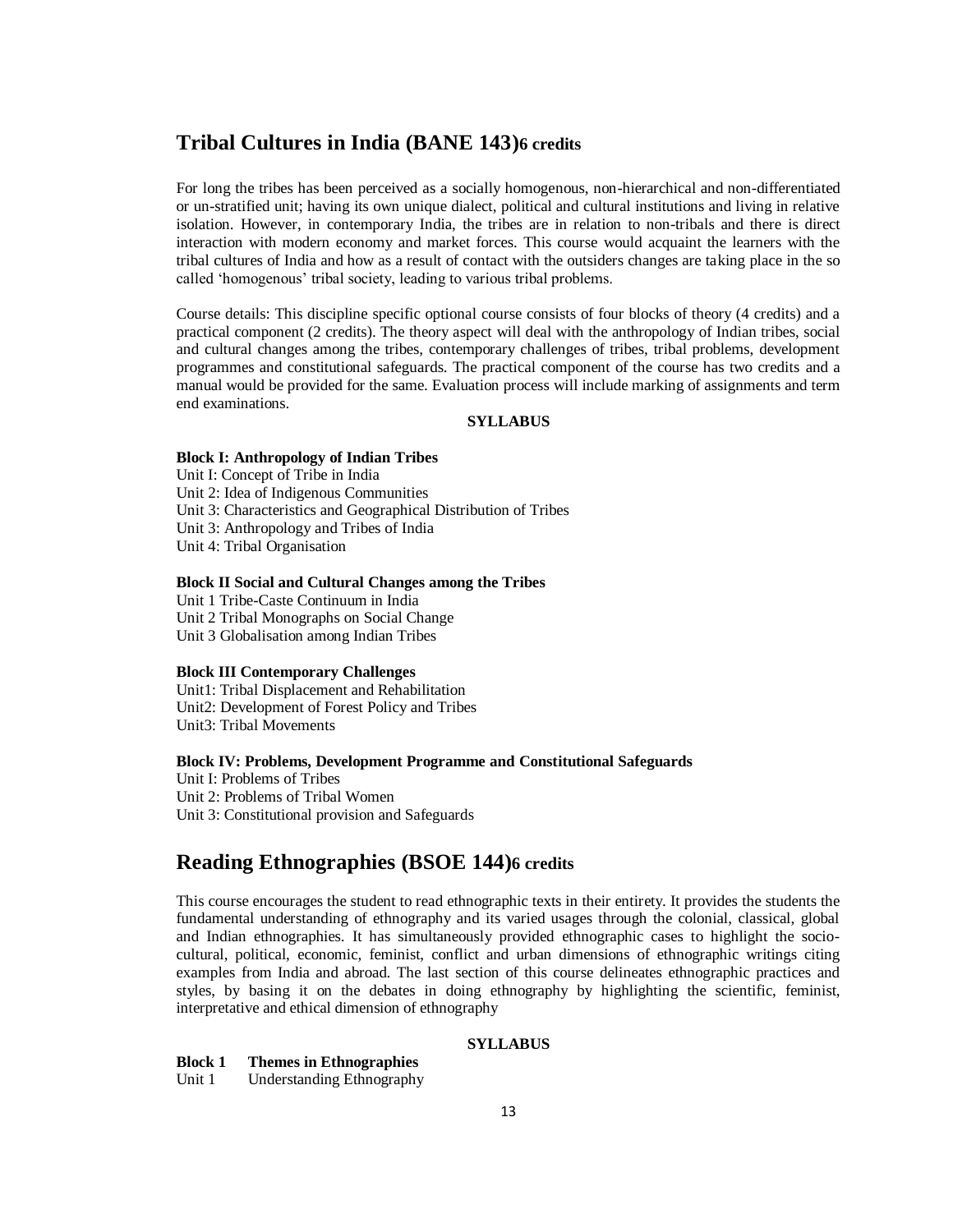## Tribal Cultures in India (BANE 143)6 credits

For long the tribes has been perceived as a socially homogenous, non-hierarchical and non-differentiated or un-stratified unit; having its own unique dialect, political and cultural institutions and living in relative isolation. However, in contemporary India, the tribes are in relation to non-tribals and there is direct interaction with modern economy and market forces. This course would acquaint the learners with the tribal cultures of India and how as a result of contact with the outsiders changes are taking place in the so called 'homogenous' tribal society, leading to various tribal problems.

Course details: This discipline specific optional course consists of four blocks of theory (4 credits) and a practical component (2 credits). The theory aspect will deal with the anthropology of Indian tribes, social and cultural changes among the tribes, contemporary challenges of tribes, tribal problems, development programmes and constitutional safeguards. The practical component of the course has two credits and a manual would be provided for the same. Evaluation process will include marking of assignments and term end examinations.

**SYLLABUS**

**Block I: Anthropology of Indian Tribes**

Unit I: Concept of Tribe in India
Unit 2: Idea of Indigenous Communities
Unit 3: Characteristics and Geographical Distribution of Tribes
Unit 3: Anthropology and Tribes of India
Unit 4: Tribal Organisation

**Block II Social and Cultural Changes among the Tribes**

Unit 1 Tribe-Caste Continuum in India
Unit 2 Tribal Monographs on Social Change
Unit 3 Globalisation among Indian Tribes

**Block III Contemporary Challenges**

Unit1: Tribal Displacement and Rehabilitation
Unit2: Development of Forest Policy and Tribes
Unit3: Tribal Movements

**Block IV: Problems, Development Programme and Constitutional Safeguards**

Unit I: Problems of Tribes
Unit 2: Problems of Tribal Women
Unit 3: Constitutional provision and Safeguards

## Reading Ethnographies (BSOE 144)6 credits

This course encourages the student to read ethnographic texts in their entirety. It provides the students the fundamental understanding of ethnography and its varied usages through the colonial, classical, global and Indian ethnographies. It has simultaneously provided ethnographic cases to highlight the socio-cultural, political, economic, feminist, conflict and urban dimensions of ethnographic writings citing examples from India and abroad. The last section of this course delineates ethnographic practices and styles, by basing it on the debates in doing ethnography by highlighting the scientific, feminist, interpretative and ethical dimension of ethnography

**SYLLABUS**

**Block 1 Themes in Ethnographies**

Unit 1 Understanding Ethnography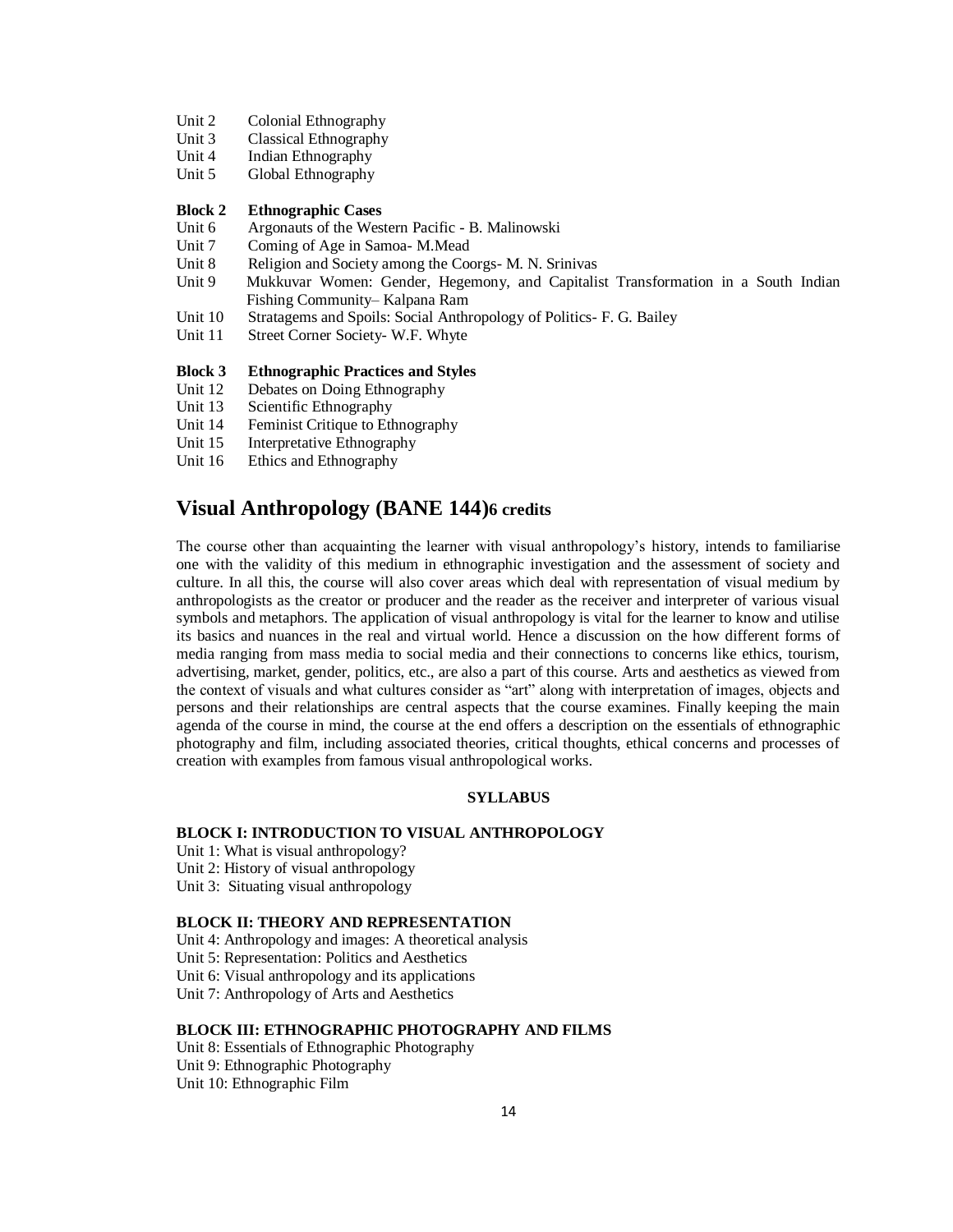Unit 2 Colonial Ethnography
Unit 3 Classical Ethnography
Unit 4 Indian Ethnography
Unit 5 Global Ethnography

**Block 2 Ethnographic Cases**
Unit 6 Argonauts of the Western Pacific - B. Malinowski
Unit 7 Coming of Age in Samoa- M.Mead
Unit 8 Religion and Society among the Coorgs- M. N. Srinivas
Unit 9 Mukkuvar Women: Gender, Hegemony, and Capitalist Transformation in a South Indian Fishing Community– Kalpana Ram
Unit 10 Stratagems and Spoils: Social Anthropology of Politics- F. G. Bailey
Unit 11 Street Corner Society- W.F. Whyte

**Block 3 Ethnographic Practices and Styles**
Unit 12 Debates on Doing Ethnography
Unit 13 Scientific Ethnography
Unit 14 Feminist Critique to Ethnography
Unit 15 Interpretative Ethnography
Unit 16 Ethics and Ethnography

## Visual Anthropology (BANE 144) 6 credits

The course other than acquainting the learner with visual anthropology's history, intends to familiarise one with the validity of this medium in ethnographic investigation and the assessment of society and culture. In all this, the course will also cover areas which deal with representation of visual medium by anthropologists as the creator or producer and the reader as the receiver and interpreter of various visual symbols and metaphors. The application of visual anthropology is vital for the learner to know and utilise its basics and nuances in the real and virtual world. Hence a discussion on the how different forms of media ranging from mass media to social media and their connections to concerns like ethics, tourism, advertising, market, gender, politics, etc., are also a part of this course. Arts and aesthetics as viewed from the context of visuals and what cultures consider as "art" along with interpretation of images, objects and persons and their relationships are central aspects that the course examines. Finally keeping the main agenda of the course in mind, the course at the end offers a description on the essentials of ethnographic photography and film, including associated theories, critical thoughts, ethical concerns and processes of creation with examples from famous visual anthropological works.

**SYLLABUS**

**BLOCK I: INTRODUCTION TO VISUAL ANTHROPOLOGY**
Unit 1: What is visual anthropology?
Unit 2: History of visual anthropology
Unit 3: Situating visual anthropology

**BLOCK II: THEORY AND REPRESENTATION**
Unit 4: Anthropology and images: A theoretical analysis
Unit 5: Representation: Politics and Aesthetics
Unit 6: Visual anthropology and its applications
Unit 7: Anthropology of Arts and Aesthetics

**BLOCK III: ETHNOGRAPHIC PHOTOGRAPHY AND FILMS**
Unit 8: Essentials of Ethnographic Photography
Unit 9: Ethnographic Photography
Unit 10: Ethnographic Film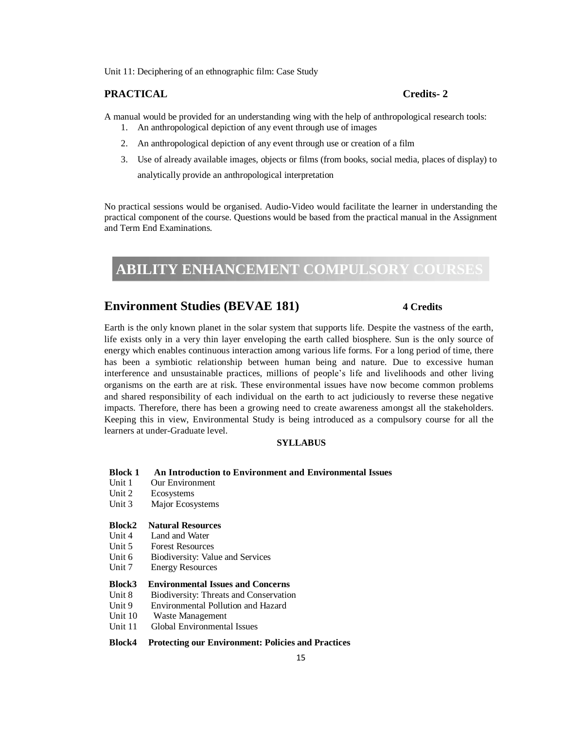Unit 11: Deciphering of an ethnographic film: Case Study

**PRACTICAL** **Credits- 2**

A manual would be provided for an understanding wing with the help of anthropological research tools:

1. An anthropological depiction of any event through use of images
2. An anthropological depiction of any event through use or creation of a film
3. Use of already available images, objects or films (from books, social media, places of display) to analytically provide an anthropological interpretation

No practical sessions would be organised. Audio-Video would facilitate the learner in understanding the practical component of the course. Questions would be based from the practical manual in the Assignment and Term End Examinations.

# ABILITY ENHANCEMENT COMPULSORY COURSES

## Environment Studies (BEVAE 181) **4 Credits**

Earth is the only known planet in the solar system that supports life. Despite the vastness of the earth, life exists only in a very thin layer enveloping the earth called biosphere. Sun is the only source of energy which enables continuous interaction among various life forms. For a long period of time, there has been a symbiotic relationship between human being and nature. Due to excessive human interference and unsustainable practices, millions of people's life and livelihoods and other living organisms on the earth are at risk. These environmental issues have now become common problems and shared responsibility of each individual on the earth to act judiciously to reverse these negative impacts. Therefore, there has been a growing need to create awareness amongst all the stakeholders. Keeping this in view, Environmental Study is being introduced as a compulsory course for all the learners at under-Graduate level.

**SYLLABUS**

**Block 1 An Introduction to Environment and Environmental Issues**

Unit 1 Our Environment
Unit 2 Ecosystems
Unit 3 Major Ecosystems

**Block2 Natural Resources**

Unit 4 Land and Water
Unit 5 Forest Resources
Unit 6 Biodiversity: Value and Services
Unit 7 Energy Resources

**Block3 Environmental Issues and Concerns**

Unit 8 Biodiversity: Threats and Conservation
Unit 9 Environmental Pollution and Hazard
Unit 10 Waste Management
Unit 11 Global Environmental Issues

**Block4 Protecting our Environment: Policies and Practices**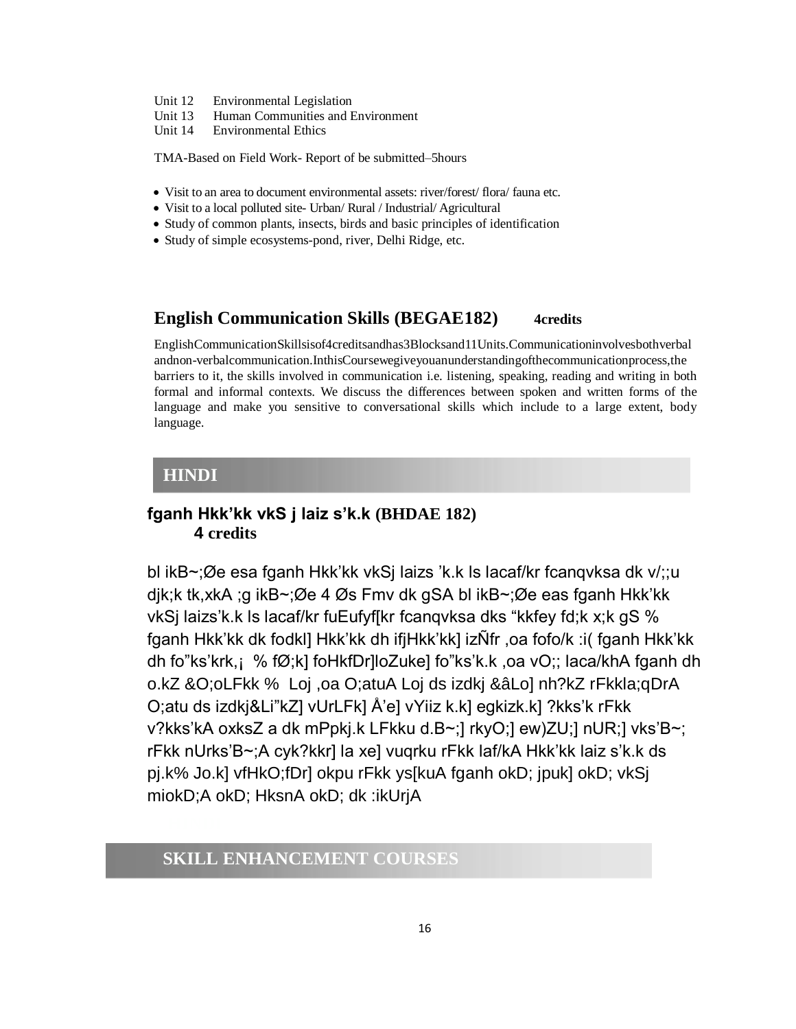Unit 12 Environmental Legislation
Unit 13 Human Communities and Environment
Unit 14 Environmental Ethics

TMA-Based on Field Work- Report of be submitted–5hours

- Visit to an area to document environmental assets: river/forest/ flora/ fauna etc.
- Visit to a local polluted site- Urban/ Rural / Industrial/ Agricultural
- Study of common plants, insects, birds and basic principles of identification
- Study of simple ecosystems-pond, river, Delhi Ridge, etc.

## English Communication Skills (BEGAE182) 4credits

EnglishCommunicationSkillsisof4creditsandhas3Blocksand11Units.Communicationinvolvesbothverbal andnon-verbalcommunication.InthisCoursewegiveyouanunderstandingofthecommunicationprocess,the barriers to it, the skills involved in communication i.e. listening, speaking, reading and writing in both formal and informal contexts. We discuss the differences between spoken and written forms of the language and make you sensitive to conversational skills which include to a large extent, body language.

## HINDI

### fganh Hkk'kk vkS j laiz s'k.k (BHDAE 182)
**4 credits**

bl ikB~;Øe esa fganh Hkk'kk vkSj laizs 'k.k ls lacaf/kr fcanqvksa dk v/;;u djk;k tk,xkA ;g ikB~;Øe 4 Øs Fmv dk gSA bl ikB~;Øe eas fganh Hkk'kk vkSj laizs'k.k ls lacaf/kr fuEufyf[kr fcanqvksa dks "kkfey fd;k x;k gS % fganh Hkk'kk dk fodkl] Hkk'kk dh ifjHkk'kk] izÑfr ,oa fofo/k :i( fganh Hkk'kk dh fo"ks'krk,¡ % fØ;k] foHkfDr]loZuke] fo"ks'k.k ,oa vO;; laca/khA fganh dh o.kZ &O;oLFkk % Loj ,oa O;atuA Loj ds izdkj &âLo] nh?kZ rFkkla;qDrA O;atu ds izdkj&Li"kZ] vUrLFk] Å'e] vYiiz k.k] egkizk.k] ?kks'k rFkk v?kks'kA oxksZ a dk mPpkj.k LFkku d.B~;] rkyO;] ew)ZU;] nUR;] vks'B~; rFkk nUrks'B~;A cyk?kkr] la xe] vuqrku rFkk laf/kA Hkk'kk laiz s'k.k ds pj.k% Jo.k] vfHkO;fDr] okpu rFkk ys[kuA fganh okD; jpuk] okD; vkSj miokD;A okD; HksnA okD; dk :ikUrjA

## SKILL ENHANCEMENT COURSES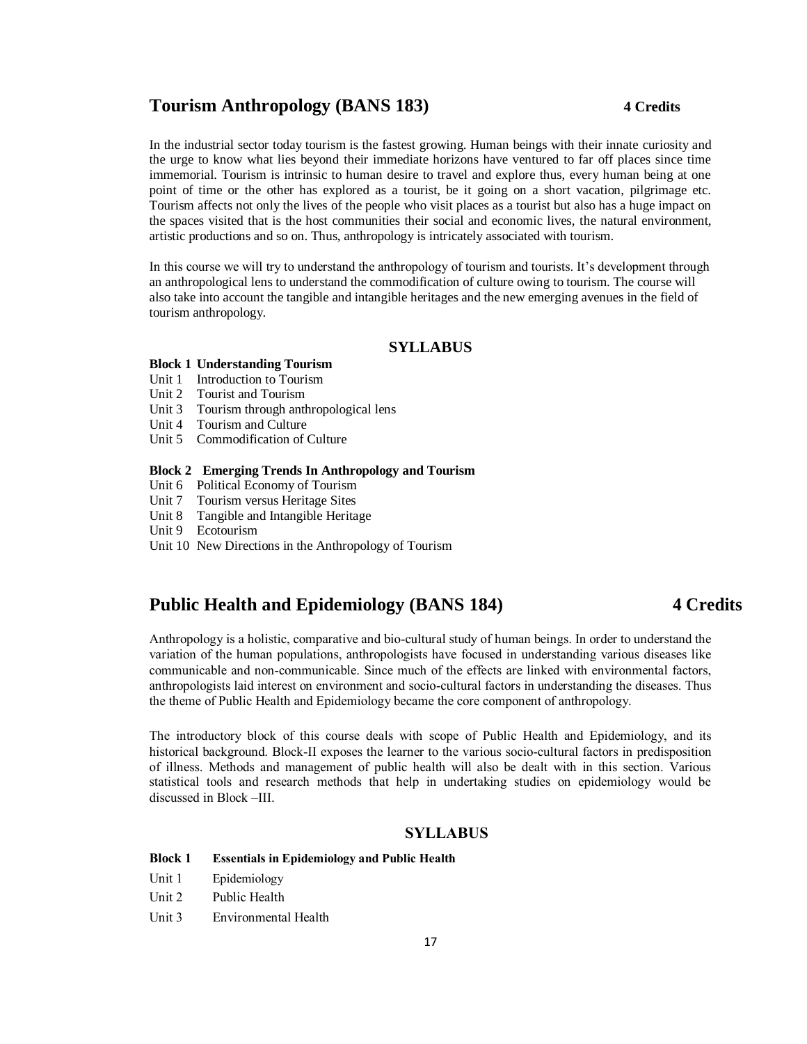## Tourism Anthropology (BANS 183) 4 Credits

In the industrial sector today tourism is the fastest growing. Human beings with their innate curiosity and the urge to know what lies beyond their immediate horizons have ventured to far off places since time immemorial. Tourism is intrinsic to human desire to travel and explore thus, every human being at one point of time or the other has explored as a tourist, be it going on a short vacation, pilgrimage etc. Tourism affects not only the lives of the people who visit places as a tourist but also has a huge impact on the spaces visited that is the host communities their social and economic lives, the natural environment, artistic productions and so on. Thus, anthropology is intricately associated with tourism.

In this course we will try to understand the anthropology of tourism and tourists. It's development through an anthropological lens to understand the commodification of culture owing to tourism. The course will also take into account the tangible and intangible heritages and the new emerging avenues in the field of tourism anthropology.

### SYLLABUS

**Block 1 Understanding Tourism**

Unit 1 Introduction to Tourism
Unit 2 Tourist and Tourism
Unit 3 Tourism through anthropological lens
Unit 4 Tourism and Culture
Unit 5 Commodification of Culture

**Block 2 Emerging Trends In Anthropology and Tourism**

Unit 6 Political Economy of Tourism
Unit 7 Tourism versus Heritage Sites
Unit 8 Tangible and Intangible Heritage
Unit 9 Ecotourism
Unit 10 New Directions in the Anthropology of Tourism

## Public Health and Epidemiology (BANS 184) 4 Credits

Anthropology is a holistic, comparative and bio-cultural study of human beings. In order to understand the variation of the human populations, anthropologists have focused in understanding various diseases like communicable and non-communicable. Since much of the effects are linked with environmental factors, anthropologists laid interest on environment and socio-cultural factors in understanding the diseases. Thus the theme of Public Health and Epidemiology became the core component of anthropology.

The introductory block of this course deals with scope of Public Health and Epidemiology, and its historical background. Block-II exposes the learner to the various socio-cultural factors in predisposition of illness. Methods and management of public health will also be dealt with in this section. Various statistical tools and research methods that help in undertaking studies on epidemiology would be discussed in Block –III.

### SYLLABUS

**Block 1 Essentials in Epidemiology and Public Health**

Unit 1 Epidemiology
Unit 2 Public Health
Unit 3 Environmental Health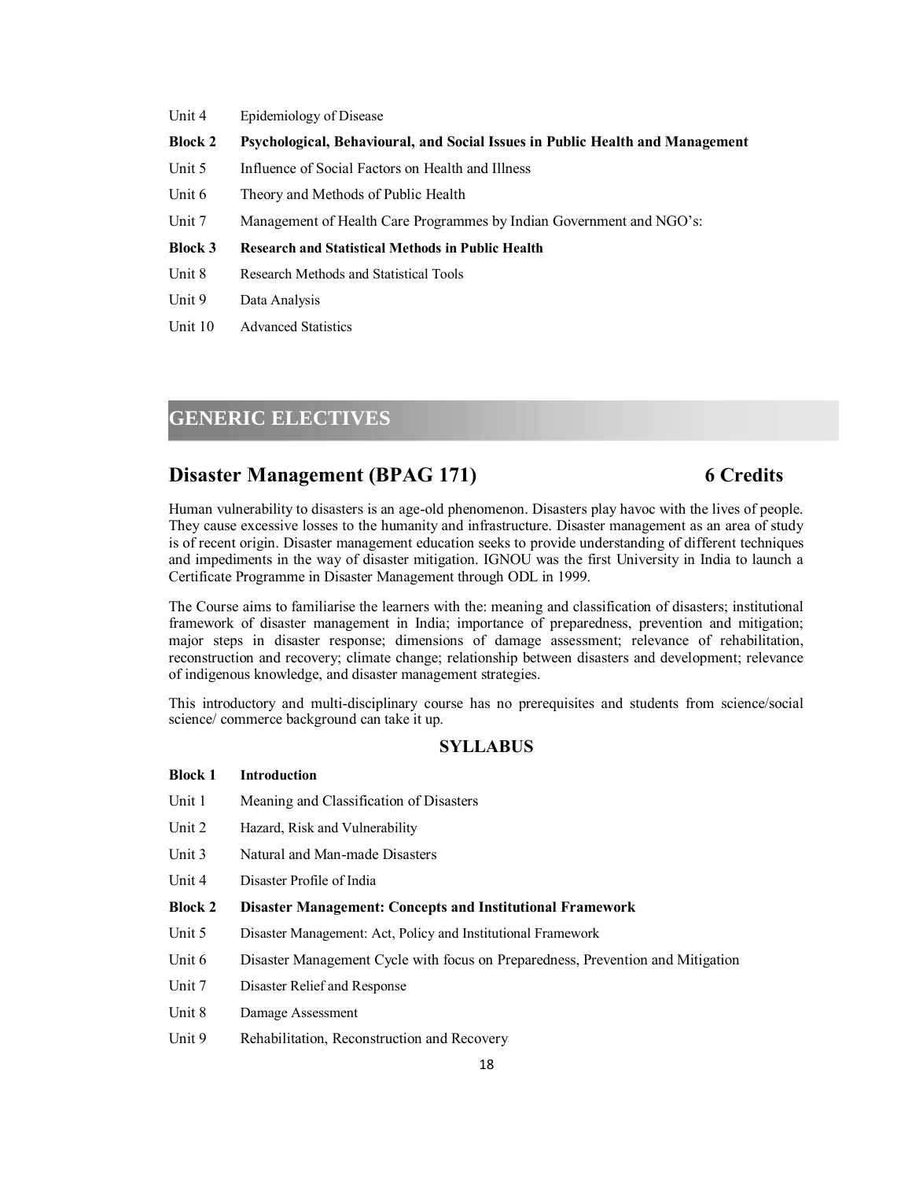Unit 4 Epidemiology of Disease

**Block 2 Psychological, Behavioural, and Social Issues in Public Health and Management**

Unit 5 Influence of Social Factors on Health and Illness

Unit 6 Theory and Methods of Public Health

Unit 7 Management of Health Care Programmes by Indian Government and NGO's:

**Block 3 Research and Statistical Methods in Public Health**

Unit 8 Research Methods and Statistical Tools

Unit 9 Data Analysis

Unit 10 Advanced Statistics

# GENERIC ELECTIVES

## Disaster Management (BPAG 171) 6 Credits

Human vulnerability to disasters is an age-old phenomenon. Disasters play havoc with the lives of people. They cause excessive losses to the humanity and infrastructure. Disaster management as an area of study is of recent origin. Disaster management education seeks to provide understanding of different techniques and impediments in the way of disaster mitigation. IGNOU was the first University in India to launch a Certificate Programme in Disaster Management through ODL in 1999.

The Course aims to familiarise the learners with the: meaning and classification of disasters; institutional framework of disaster management in India; importance of preparedness, prevention and mitigation; major steps in disaster response; dimensions of damage assessment; relevance of rehabilitation, reconstruction and recovery; climate change; relationship between disasters and development; relevance of indigenous knowledge, and disaster management strategies.

This introductory and multi-disciplinary course has no prerequisites and students from science/social science/ commerce background can take it up.

### SYLLABUS

**Block 1 Introduction**

Unit 1 Meaning and Classification of Disasters

Unit 2 Hazard, Risk and Vulnerability

Unit 3 Natural and Man-made Disasters

Unit 4 Disaster Profile of India

**Block 2 Disaster Management: Concepts and Institutional Framework**

Unit 5 Disaster Management: Act, Policy and Institutional Framework

Unit 6 Disaster Management Cycle with focus on Preparedness, Prevention and Mitigation

Unit 7 Disaster Relief and Response

Unit 8 Damage Assessment

Unit 9 Rehabilitation, Reconstruction and Recovery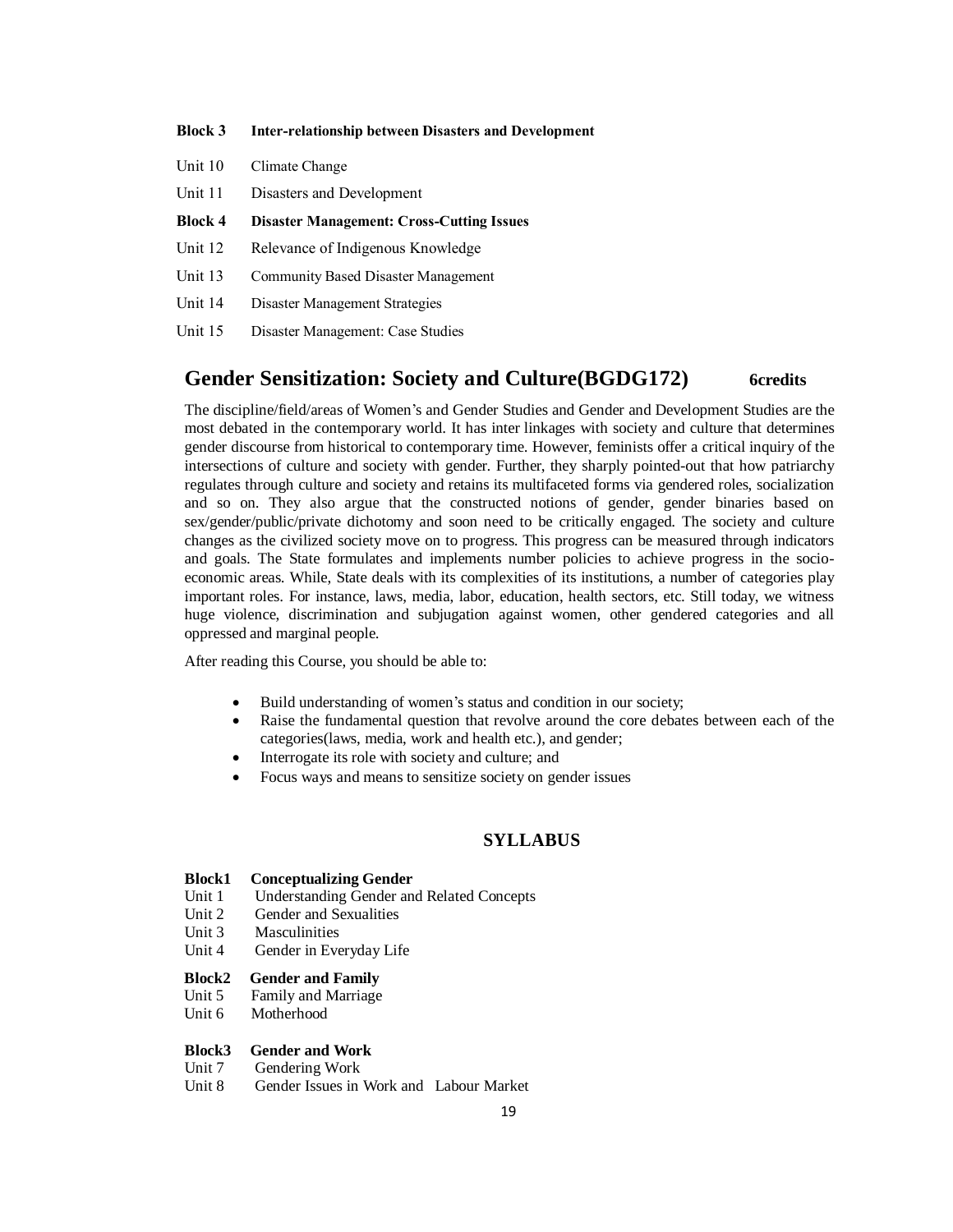**Block 3 Inter-relationship between Disasters and Development**

Unit 10 Climate Change

Unit 11 Disasters and Development

**Block 4 Disaster Management: Cross-Cutting Issues**

Unit 12 Relevance of Indigenous Knowledge

Unit 13 Community Based Disaster Management

Unit 14 Disaster Management Strategies

Unit 15 Disaster Management: Case Studies

## Gender Sensitization: Society and Culture(BGDG172) 6credits

The discipline/field/areas of Women's and Gender Studies and Gender and Development Studies are the most debated in the contemporary world. It has inter linkages with society and culture that determines gender discourse from historical to contemporary time. However, feminists offer a critical inquiry of the intersections of culture and society with gender. Further, they sharply pointed-out that how patriarchy regulates through culture and society and retains its multifaceted forms via gendered roles, socialization and so on. They also argue that the constructed notions of gender, gender binaries based on sex/gender/public/private dichotomy and soon need to be critically engaged. The society and culture changes as the civilized society move on to progress. This progress can be measured through indicators and goals. The State formulates and implements number policies to achieve progress in the socio-economic areas. While, State deals with its complexities of its institutions, a number of categories play important roles. For instance, laws, media, labor, education, health sectors, etc. Still today, we witness huge violence, discrimination and subjugation against women, other gendered categories and all oppressed and marginal people.

After reading this Course, you should be able to:

- Build understanding of women's status and condition in our society;
- Raise the fundamental question that revolve around the core debates between each of the categories(laws, media, work and health etc.), and gender;
- Interrogate its role with society and culture; and
- Focus ways and means to sensitize society on gender issues

### SYLLABUS

**Block1 Conceptualizing Gender**

Unit 1 Understanding Gender and Related Concepts

Unit 2 Gender and Sexualities

Unit 3 Masculinities

Unit 4 Gender in Everyday Life

**Block2 Gender and Family**

Unit 5 Family and Marriage

Unit 6 Motherhood

**Block3 Gender and Work**

Unit 7 Gendering Work

Unit 8 Gender Issues in Work and Labour Market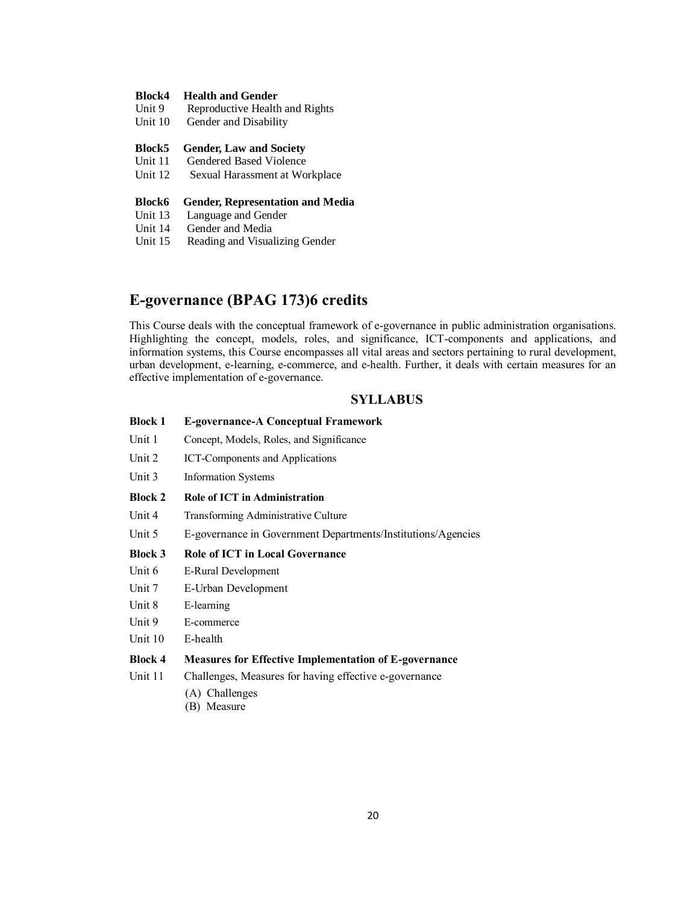**Block4 Health and Gender**

Unit 9 Reproductive Health and Rights

Unit 10 Gender and Disability

**Block5 Gender, Law and Society**

Unit 11 Gendered Based Violence

Unit 12 Sexual Harassment at Workplace

**Block6 Gender, Representation and Media**

Unit 13 Language and Gender

Unit 14 Gender and Media

Unit 15 Reading and Visualizing Gender

## E-governance (BPAG 173)6 credits

This Course deals with the conceptual framework of e-governance in public administration organisations. Highlighting the concept, models, roles, and significance, ICT-components and applications, and information systems, this Course encompasses all vital areas and sectors pertaining to rural development, urban development, e-learning, e-commerce, and e-health. Further, it deals with certain measures for an effective implementation of e-governance.

### SYLLABUS

**Block 1 E-governance-A Conceptual Framework**

Unit 1 Concept, Models, Roles, and Significance

Unit 2 ICT-Components and Applications

Unit 3 Information Systems

**Block 2 Role of ICT in Administration**

Unit 4 Transforming Administrative Culture

Unit 5 E-governance in Government Departments/Institutions/Agencies

**Block 3 Role of ICT in Local Governance**

Unit 6 E-Rural Development

Unit 7 E-Urban Development

Unit 8 E-learning

Unit 9 E-commerce

Unit 10 E-health

**Block 4 Measures for Effective Implementation of E-governance**

Unit 11 Challenges, Measures for having effective e-governance

(A) Challenges

(B) Measure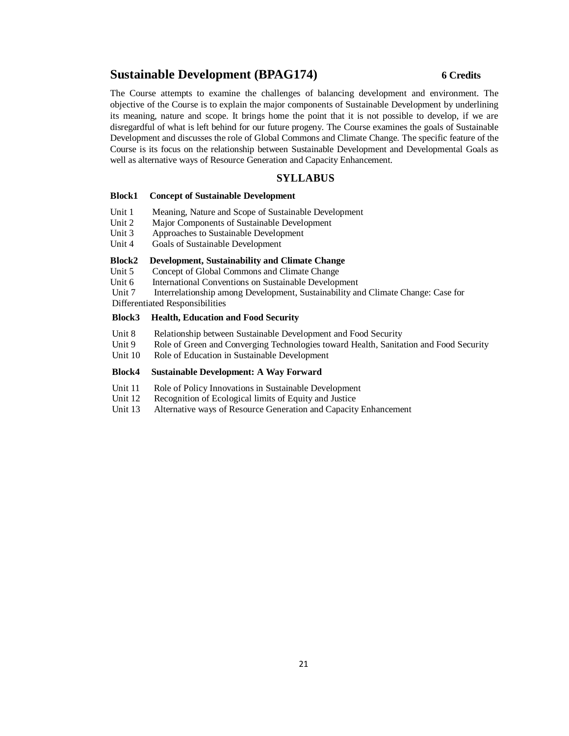## Sustainable Development (BPAG174) **6 Credits**

The Course attempts to examine the challenges of balancing development and environment. The objective of the Course is to explain the major components of Sustainable Development by underlining its meaning, nature and scope. It brings home the point that it is not possible to develop, if we are disregardful of what is left behind for our future progeny. The Course examines the goals of Sustainable Development and discusses the role of Global Commons and Climate Change. The specific feature of the Course is its focus on the relationship between Sustainable Development and Developmental Goals as well as alternative ways of Resource Generation and Capacity Enhancement.

### SYLLABUS

**Block1 Concept of Sustainable Development**

Unit 1 Meaning, Nature and Scope of Sustainable Development
Unit 2 Major Components of Sustainable Development
Unit 3 Approaches to Sustainable Development
Unit 4 Goals of Sustainable Development

**Block2 Development, Sustainability and Climate Change**

Unit 5 Concept of Global Commons and Climate Change
Unit 6 International Conventions on Sustainable Development
Unit 7 Interrelationship among Development, Sustainability and Climate Change: Case for Differentiated Responsibilities

**Block3 Health, Education and Food Security**

Unit 8 Relationship between Sustainable Development and Food Security
Unit 9 Role of Green and Converging Technologies toward Health, Sanitation and Food Security
Unit 10 Role of Education in Sustainable Development

**Block4 Sustainable Development: A Way Forward**

Unit 11 Role of Policy Innovations in Sustainable Development
Unit 12 Recognition of Ecological limits of Equity and Justice
Unit 13 Alternative ways of Resource Generation and Capacity Enhancement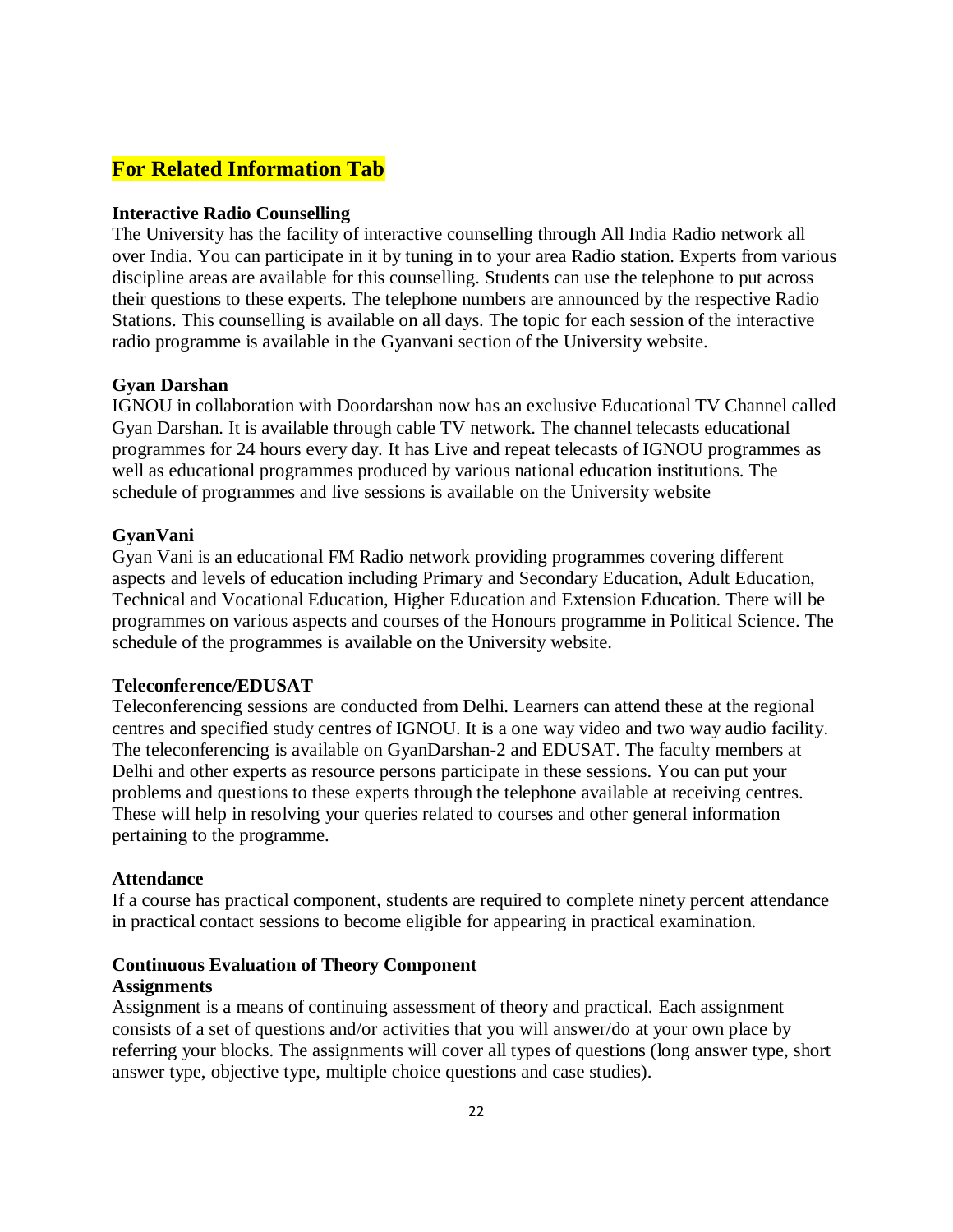## For Related Information Tab

**Interactive Radio Counselling**

The University has the facility of interactive counselling through All India Radio network all over India. You can participate in it by tuning in to your area Radio station. Experts from various discipline areas are available for this counselling. Students can use the telephone to put across their questions to these experts. The telephone numbers are announced by the respective Radio Stations. This counselling is available on all days. The topic for each session of the interactive radio programme is available in the Gyanvani section of the University website.

**Gyan Darshan**

IGNOU in collaboration with Doordarshan now has an exclusive Educational TV Channel called Gyan Darshan. It is available through cable TV network. The channel telecasts educational programmes for 24 hours every day. It has Live and repeat telecasts of IGNOU programmes as well as educational programmes produced by various national education institutions. The schedule of programmes and live sessions is available on the University website

**GyanVani**

Gyan Vani is an educational FM Radio network providing programmes covering different aspects and levels of education including Primary and Secondary Education, Adult Education, Technical and Vocational Education, Higher Education and Extension Education. There will be programmes on various aspects and courses of the Honours programme in Political Science. The schedule of the programmes is available on the University website.

**Teleconference/EDUSAT**

Teleconferencing sessions are conducted from Delhi. Learners can attend these at the regional centres and specified study centres of IGNOU. It is a one way video and two way audio facility. The teleconferencing is available on GyanDarshan-2 and EDUSAT. The faculty members at Delhi and other experts as resource persons participate in these sessions. You can put your problems and questions to these experts through the telephone available at receiving centres. These will help in resolving your queries related to courses and other general information pertaining to the programme.

**Attendance**

If a course has practical component, students are required to complete ninety percent attendance in practical contact sessions to become eligible for appearing in practical examination.

**Continuous Evaluation of Theory Component**

**Assignments**

Assignment is a means of continuing assessment of theory and practical. Each assignment consists of a set of questions and/or activities that you will answer/do at your own place by referring your blocks. The assignments will cover all types of questions (long answer type, short answer type, objective type, multiple choice questions and case studies).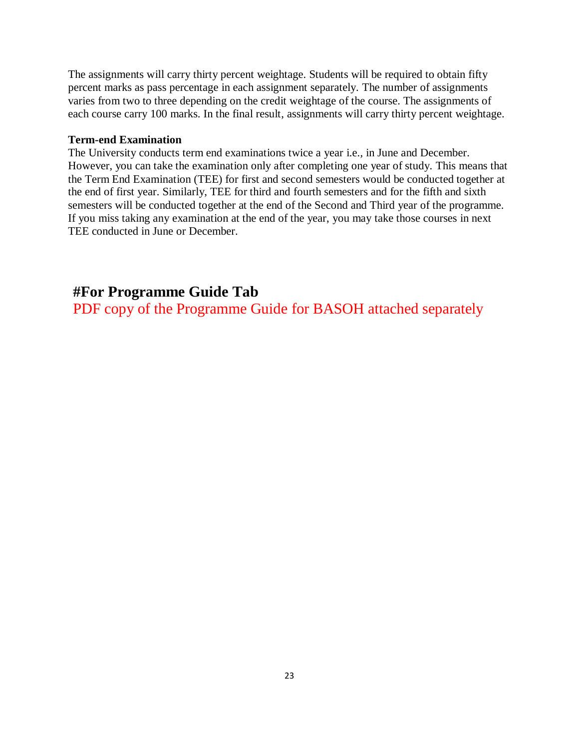The assignments will carry thirty percent weightage. Students will be required to obtain fifty percent marks as pass percentage in each assignment separately. The number of assignments varies from two to three depending on the credit weightage of the course. The assignments of each course carry 100 marks. In the final result, assignments will carry thirty percent weightage.

**Term-end Examination**

The University conducts term end examinations twice a year i.e., in June and December. However, you can take the examination only after completing one year of study. This means that the Term End Examination (TEE) for first and second semesters would be conducted together at the end of first year. Similarly, TEE for third and fourth semesters and for the fifth and sixth semesters will be conducted together at the end of the Second and Third year of the programme. If you miss taking any examination at the end of the year, you may take those courses in next TEE conducted in June or December.

## #For Programme Guide Tab

PDF copy of the Programme Guide for BASOH attached separately